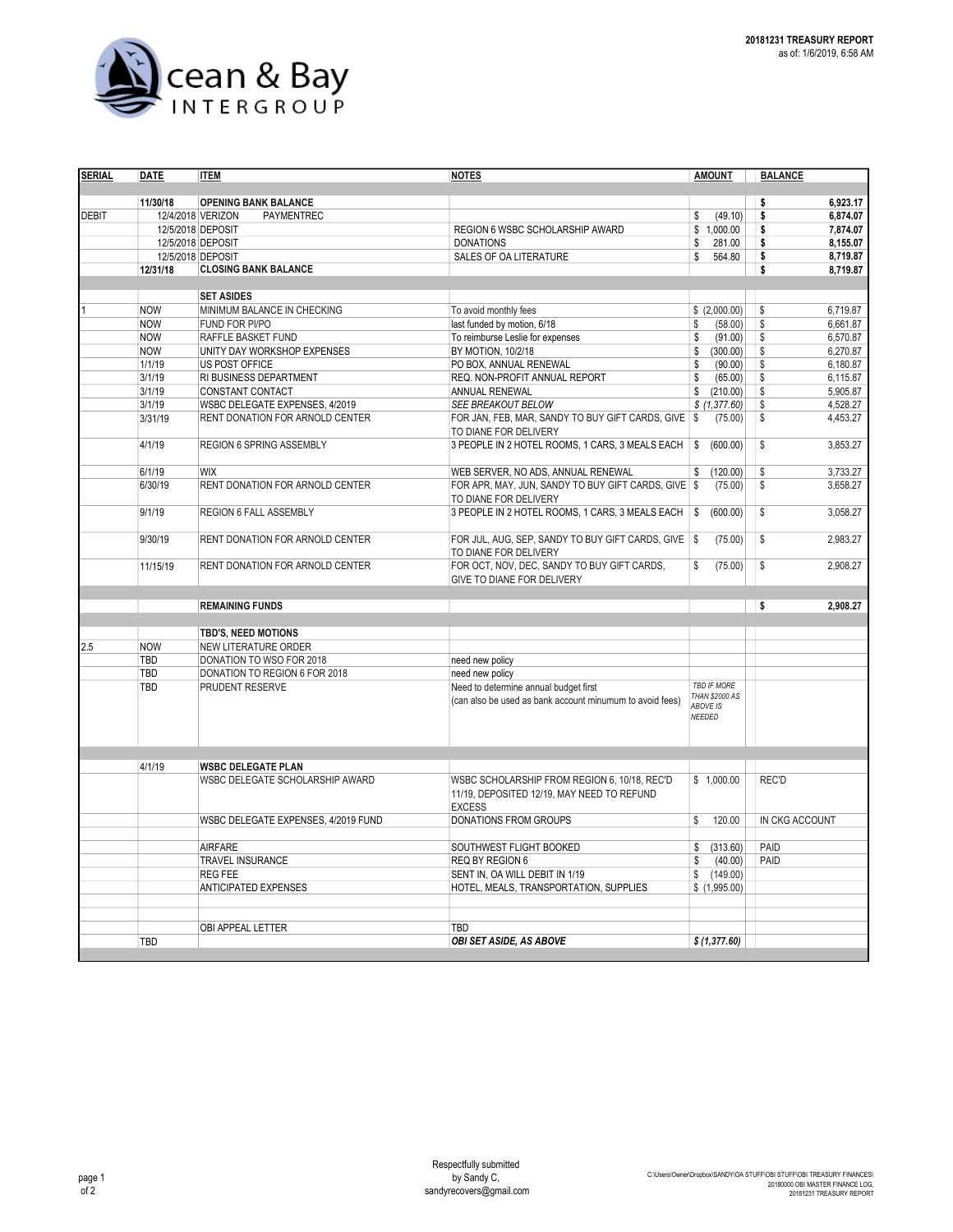**20181231 TREASURY REPORT**
as of: 1/6/2019, 6:58 AM

Ocean & Bay INTERGROUP

| SERIAL | DATE | ITEM | NOTES | AMOUNT | BALANCE |
|---|---|---|---|---|---|
| | **11/30/18** | **OPENING BANK BALANCE** | | | **$ 6,923.17** |
| DEBIT | 12/4/2018 | VERIZON PAYMENTREC | | $ (49.10) | **$ 6,874.07** |
| | 12/5/2018 | DEPOSIT | REGION 6 WSBC SCHOLARSHIP AWARD | $ 1,000.00 | **$ 7,874.07** |
| | 12/5/2018 | DEPOSIT | DONATIONS | $ 281.00 | **$ 8,155.07** |
| | 12/5/2018 | DEPOSIT | SALES OF OA LITERATURE | $ 564.80 | **$ 8,719.87** |
| | **12/31/18** | **CLOSING BANK BALANCE** | | | **$ 8,719.87** |
| | | **SET ASIDES** | | | |
| 1 | NOW | MINIMUM BALANCE IN CHECKING | To avoid monthly fees | $ (2,000.00) | $ 6,719.87 |
| | NOW | FUND FOR PI/PO | last funded by motion, 6/18 | $ (58.00) | $ 6,661.87 |
| | NOW | RAFFLE BASKET FUND | To reimburse Leslie for expenses | $ (91.00) | $ 6,570.87 |
| | NOW | UNITY DAY WORKSHOP EXPENSES | BY MOTION, 10/2/18 | $ (300.00) | $ 6,270.87 |
| | 1/1/19 | US POST OFFICE | PO BOX, ANNUAL RENEWAL | $ (90.00) | $ 6,180.87 |
| | 3/1/19 | RI BUSINESS DEPARTMENT | REQ. NON-PROFIT ANNUAL REPORT | $ (65.00) | $ 6,115.87 |
| | 3/1/19 | CONSTANT CONTACT | ANNUAL RENEWAL | $ (210.00) | $ 5,905.87 |
| | 3/1/19 | WSBC DELEGATE EXPENSES, 4/2019 | *SEE BREAKOUT BELOW* | *$ (1,377.60)* | $ 4,528.27 |
| | 3/31/19 | RENT DONATION FOR ARNOLD CENTER | FOR JAN, FEB, MAR, SANDY TO BUY GIFT CARDS, GIVE TO DIANE FOR DELIVERY | $ (75.00) | $ 4,453.27 |
| | 4/1/19 | REGION 6 SPRING ASSEMBLY | 3 PEOPLE IN 2 HOTEL ROOMS, 1 CARS, 3 MEALS EACH | $ (600.00) | $ 3,853.27 |
| | 6/1/19 | WIX | WEB SERVER, NO ADS, ANNUAL RENEWAL | $ (120.00) | $ 3,733.27 |
| | 6/30/19 | RENT DONATION FOR ARNOLD CENTER | FOR APR, MAY, JUN, SANDY TO BUY GIFT CARDS, GIVE TO DIANE FOR DELIVERY | $ (75.00) | $ 3,658.27 |
| | 9/1/19 | REGION 6 FALL ASSEMBLY | 3 PEOPLE IN 2 HOTEL ROOMS, 1 CARS, 3 MEALS EACH | $ (600.00) | $ 3,058.27 |
| | 9/30/19 | RENT DONATION FOR ARNOLD CENTER | FOR JUL, AUG, SEP, SANDY TO BUY GIFT CARDS, GIVE TO DIANE FOR DELIVERY | $ (75.00) | $ 2,983.27 |
| | 11/15/19 | RENT DONATION FOR ARNOLD CENTER | FOR OCT, NOV, DEC, SANDY TO BUY GIFT CARDS, GIVE TO DIANE FOR DELIVERY | $ (75.00) | $ 2,908.27 |
| | | **REMAINING FUNDS** | | | **$ 2,908.27** |
| | | **TBD'S, NEED MOTIONS** | | | |
| 2.5 | NOW | NEW LITERATURE ORDER | | | |
| | TBD | DONATION TO WSO FOR 2018 | need new policy | | |
| | TBD | DONATION TO REGION 6 FOR 2018 | need new policy | | |
| | TBD | PRUDENT RESERVE | Need to determine annual budget first (can also be used as bank account minumum to avoid fees) | *TBD IF MORE THAN $2000 AS ABOVE IS NEEDED* | |
| | 4/1/19 | **WSBC DELEGATE PLAN** | | | |
| | | WSBC DELEGATE SCHOLARSHIP AWARD | WSBC SCHOLARSHIP FROM REGION 6, 10/18, REC'D 11/19, DEPOSITED 12/19, MAY NEED TO REFUND EXCESS | $ 1,000.00 | REC'D |
| | | WSBC DELEGATE EXPENSES, 4/2019 FUND | DONATIONS FROM GROUPS | $ 120.00 | IN CKG ACCOUNT |
| | | AIRFARE | SOUTHWEST FLIGHT BOOKED | $ (313.60) | PAID |
| | | TRAVEL INSURANCE | REQ BY REGION 6 | $ (40.00) | PAID |
| | | REG FEE | SENT IN, OA WILL DEBIT IN 1/19 | $ (149.00) | |
| | | ANTICIPATED EXPENSES | HOTEL, MEALS, TRANSPORTATION, SUPPLIES | $ (1,995.00) | |
| | | OBI APPEAL LETTER | TBD | | |
| | TBD | | ***OBI SET ASIDE, AS ABOVE*** | ***$ (1,377.60)*** | |

Respectfully submitted
by Sandy C,
sandyrecovers@gmail.com

C:\Users\Owner\Dropbox\SANDY\OA STUFF\OBI STUFF\OBI TREASURY FINANCES\20180000 OBI MASTER FINANCE LOG, 20181231 TREASURY REPORT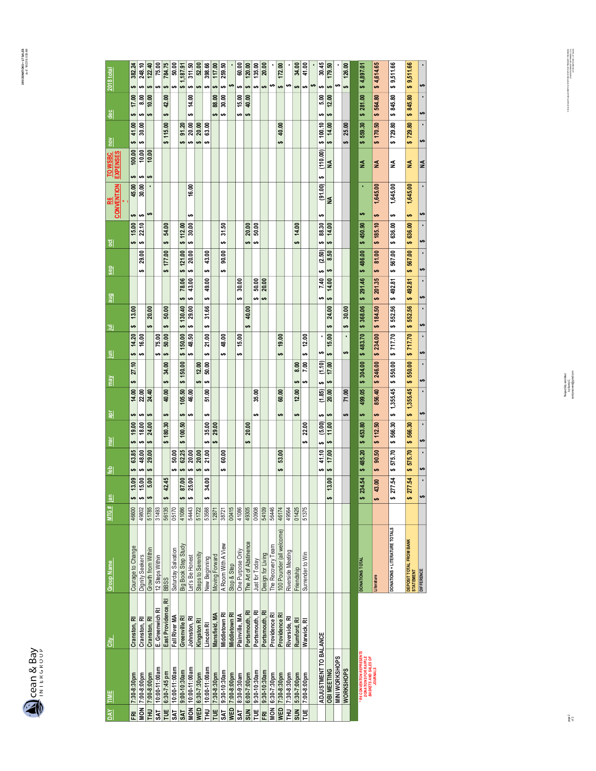Ocean & Bay INTERGROUP

2018 DONATIONS + LIT SALES

| DAY | TIME | City | Group Name | MTG # | jan | feb | mar | apr | may | jun | jul | aug | sep | oct | R6 CONVENTION * | TO WSBC EXPENSES | nov | dec | 2018 total |
|---|---|---|---|---|---|---|---|---|---|---|---|---|---|---|---|---|---|---|---|
| FRI | 7:30-8:30pm | Cranston, RI | Courage to Change | 46600 | $ 13.09 | $ 63.85 | $ 19.00 | $ 14.00 | $ 27.10 | $ 14.20 | $ 13.00 | | | $ 15.00 | $ 45.00 | $ 100.00 | $ 41.00 | $ 17.00 | $ 382.24 |
| MON | 7:00-8:00pm | Cranston, RI | Dignity Seekers | 49802 | $ 15.00 | $ 48.00 | $ 18.00 | $ 22.00 | | $ 16.00 | | | $ 29.00 | $ 22.10 | $ 30.00 | $ 10.00 | $ 30.00 | $ 8.00 | $ 248.10 |
| THU | 7:00-8:00pm | Cranston, RI | Growth from Within | 51785 | $ 5.00 | $ 29.00 | $ 24.00 | $ 24.40 | | | $ 20.00 | | | | $ - | $ 10.00 | | $ 10.00 | $ 122.40 |
| SAT | 10:00-11:00am | E. Greenwich RI | 12 Steps Within | 31493 | | | | | | $ 75.00 | | | | | | | | | $ 75.00 |
| TUE | 6:30-7:45 pm | East Providence, RI | BBSS | 56135 | $ 42.45 | | $ 180.30 | $ 40.00 | $ 34.00 | $ 50.00 | $ 50.00 | | $ 177.00 | $ 54.00 | | | $ 115.00 | $ 42.00 | $ 784.75 |
| SAT | 10:00-11:00AM | Fall River MA | Saturday Salvation | 05170 | | $ 50.00 | | | | | | | | | | | | | $ 50.00 |
| SAT | 9:00-10:30am | Greenville RI | Big Book Step Study | 41086 | $ 87.00 | $ 62.25 | $ 100.50 | $ 105.50 | $ 150.00 | $ 150.00 | $ 130.40 | $ 78.06 | $ 121.00 | $ 112.00 | | | $ 91.20 | | $ 1,187.91 |
| MON | 10:00-11:00am | Johnston, RI | Let's Be Honest | 54443 | $ 25.00 | $ 20.00 | | $ 46.00 | | $ 48.50 | $ 29.00 | $ 43.00 | $ 20.00 | $ 30.00 | $ 16.00 | | $ 20.00 | $ 14.00 | $ 311.50 |
| WED | 6:30-7:30pm | Kingston RI | Steps to Serenity | 51722 | | $ 20.00 | | | $ 12.00 | | | | | | | | $ 20.00 | | $ 52.00 |
| THU | 10:00-11:00am | Lincoln RI | New Beginning | 53588 | $ 34.00 | $ 21.00 | $ 35.00 | $ 51.00 | $ 50.00 | $ 21.00 | $ 31.66 | $ 49.00 | $ 43.00 | | | | $ 63.00 | | $ 398.66 |
| TUE | 7:30-8:30pm | Mansfield, MA | Moving Forward | 12871 | | | $ 29.00 | | | | | | | | | | | $ 88.00 | $ 117.00 |
| SAT | 9:30-10:30am | Middletown RI | A Room With A View | 38721 | | $ 60.00 | | | | $ 48.00 | | | $ 90.00 | $ 31.50 | | | | $ 30.00 | $ 259.50 |
| WED | 7:00-8:00pm | Middletown RI | Stop & Step | 00415 | | | | | | | | | | | | | | | $ - |
| SAT | 8:30-9:30am | Plainville, MA | One Purpose Only | 41086 | | | | | | $ 15.00 | | $ 30.00 | | | | | | $ 15.00 | $ 60.00 |
| SUN | 6:00-7:00pm | Portsmouth, RI | The Art of Abstinence | 49305 | | | $ 20.00 | | | | $ 40.00 | | | $ 20.00 | | | | $ 40.00 | $ 120.00 |
| TUE | 9:30-10:30am | Portsmouth, RI | Just for Today | 00908 | | | | $ 35.00 | | | | $ 50.00 | | $ 50.00 | | | | | $ 135.00 |
| FRI | 9:30-10:30am | Portsmouth, RI | Design for Living | 54109 | | | | | | | | $ 20.00 | | | | | | | $ 20.00 |
| MON | 6:30-7:30pm | Providence RI | The Recovery Team | 56446 | | | | | | | | | | | | | | | $ - |
| WED | 7:30-8:30pm | Providence RI | 100 Pounder (all welcome) | 46174 | | $ 53.00 | | $ 60.00 | | $ 19.00 | | | | | | | $ 40.00 | | $ 172.00 |
| THU | 7:30-8:30pm | Riverside, RI | Riverside Meeting | 49564 | | | | | | | | | | | | | | | $ - |
| SUN | 5:30-7:00pm | Rumford, RI | Friendship | 01425 | | | | $ 12.00 | $ 8.00 | | | | | $ 14.00 | | | | | $ 34.00 |
| TUE | 7:00-8:00pm | Warwick, RI | Surrender to Win | 51375 | | | $ 22.00 | | $ 7.00 | $ 12.00 | | | | | | | | | $ 41.00 |
| | | | | | | | | | | | | | | | | | | | $ - |
| ADJUSTMENT TO BALANCE | | | | | | $ 41.10 | $ (5.00) | $ (1.85) | $ (1.10) | $ - | | $ 7.40 | $ (2.50) | $ 88.30 | $ (91.00) | $ (110.00) | $ 100.10 | $ 5.00 | $ 30.45 |
| OBI MEETING | | | | | $ 13.00 | $ 17.00 | $ 11.00 | $ 20.00 | $ 17.00 | $ 15.00 | $ 24.00 | $ 14.00 | $ 8.50 | $ 14.00 | NA | NA | $ 14.00 | $ 12.00 | $ 179.50 |
| MINI WORKSHOPS | | | | | | | | | | | | | | | | | | | $ - |
| WORKSHOPS | | | | | | | | $ 71.00 | | $ - | $ 30.00 | | | | | | $ 25.00 | | $ 126.00 |
| | | | DONATIONS TOTAL | | $ 234.54 | $ 485.20 | $ 453.80 | $ 499.05 | $ 304.00 | $ 483.70 | $ 368.06 | $ 291.46 | $ 486.00 | $ 450.90 | $ - | NA | $ 559.30 | $ 281.00 | $ 4,897.01 |
| | | | Literature | | $ 43.00 | $ 90.50 | $ 112.50 | $ 856.40 | $ 246.00 | $ 234.00 | $ 184.50 | $ 201.35 | $ 81.00 | $ 185.10 | $ 1,645.00 | NA | $ 170.50 | $ 564.80 | $ 4,614.65 |
| | | | DONATIONS + LITERATURE TOTALS | | $ 277.54 | $ 575.70 | $ 566.30 | $ 1,355.45 | $ 550.00 | $ 717.70 | $ 552.56 | $ 492.81 | $ 567.00 | $ 636.00 | $ 1,645.00 | NA | $ 729.80 | $ 845.80 | $ 9,511.66 |
| | | | DEPOSIT TOTAL FROM BANK STATEMENT | | $ 277.54 | $ 575.70 | $ 566.30 | $ 1,355.45 | $ 550.00 | $ 717.70 | $ 552.56 | $ 492.81 | $ 567.00 | $ 636.00 | $ 1,645.00 | NA | $ 729.80 | $ 845.80 | $ 9,511.66 |
| | | | DIFFERENCE | | $ - | $ - | $ - | $ - | $ - | $ - | $ - | $ - | $ - | $ - | $ - | NA | $ - | $ - | $ - |

* R6 CONVENTION REPRESENTS DONATIONS FOR RAFFLE BASKETS AND SALES OF JOURNALS